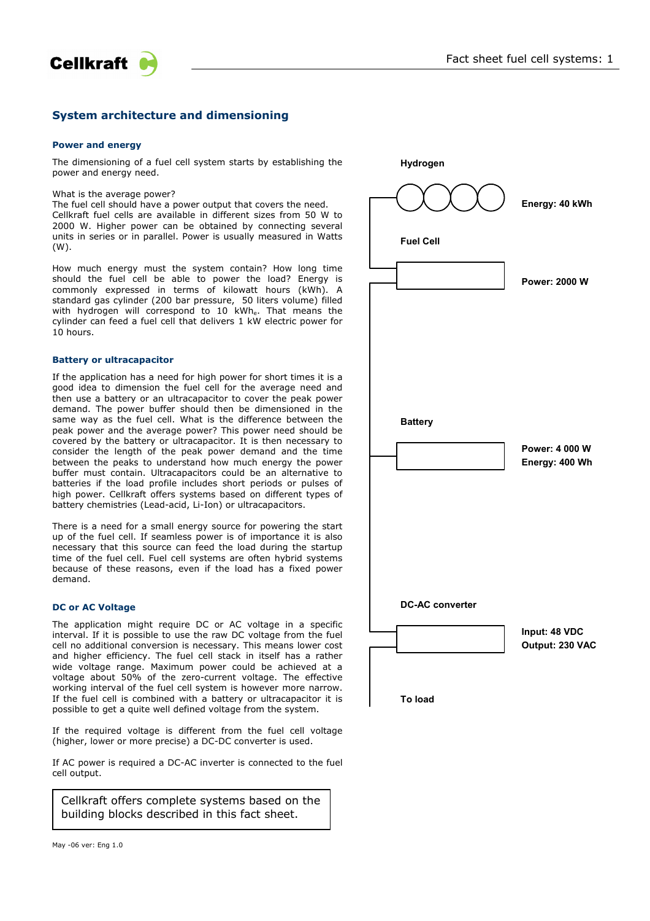# System architecture and dimensioning

## Power and energy

The dimensioning of a fuel cell system starts by establishing the power and energy need.

What is the average power?
The fuel cell should have a power output that covers the need. Cellkraft fuel cells are available in different sizes from 50 W to 2000 W. Higher power can be obtained by connecting several units in series or in parallel. Power is usually measured in Watts (W).

How much energy must the system contain? How long time should the fuel cell be able to power the load? Energy is commonly expressed in terms of kilowatt hours (kWh). A standard gas cylinder (200 bar pressure, 50 liters volume) filled with hydrogen will correspond to 10 $kWh_e$. That means the cylinder can feed a fuel cell that delivers 1 kW electric power for 10 hours.

## Battery or ultracapacitor

If the application has a need for high power for short times it is a good idea to dimension the fuel cell for the average need and then use a battery or an ultracapacitor to cover the peak power demand. The power buffer should then be dimensioned in the same way as the fuel cell. What is the difference between the peak power and the average power? This power need should be covered by the battery or ultracapacitor. It is then necessary to consider the length of the peak power demand and the time between the peaks to understand how much energy the power buffer must contain. Ultracapacitors could be an alternative to batteries if the load profile includes short periods or pulses of high power. Cellkraft offers systems based on different types of battery chemistries (Lead-acid, Li-Ion) or ultracapacitors.

There is a need for a small energy source for powering the start up of the fuel cell. If seamless power is of importance it is also necessary that this source can feed the load during the startup time of the fuel cell. Fuel cell systems are often hybrid systems because of these reasons, even if the load has a fixed power demand.

## DC or AC Voltage

The application might require DC or AC voltage in a specific interval. If it is possible to use the raw DC voltage from the fuel cell no additional conversion is necessary. This means lower cost and higher efficiency. The fuel cell stack in itself has a rather wide voltage range. Maximum power could be achieved at a voltage about 50% of the zero-current voltage. The effective working interval of the fuel cell system is however more narrow. If the fuel cell is combined with a battery or ultracapacitor it is possible to get a quite well defined voltage from the system.

If the required voltage is different from the fuel cell voltage (higher, lower or more precise) a DC-DC converter is used.

If AC power is required a DC-AC inverter is connected to the fuel cell output.

> Cellkraft offers complete systems based on the building blocks described in this fact sheet.

**Hydrogen** — **Energy: 40 kWh**

**Fuel Cell** — **Power: 2000 W**

**Battery** — **Power: 4 000 W**, **Energy: 400 Wh**

**DC-AC converter** — **Input: 48 VDC**, **Output: 230 VAC**

**To load**

May -06 ver: Eng 1.0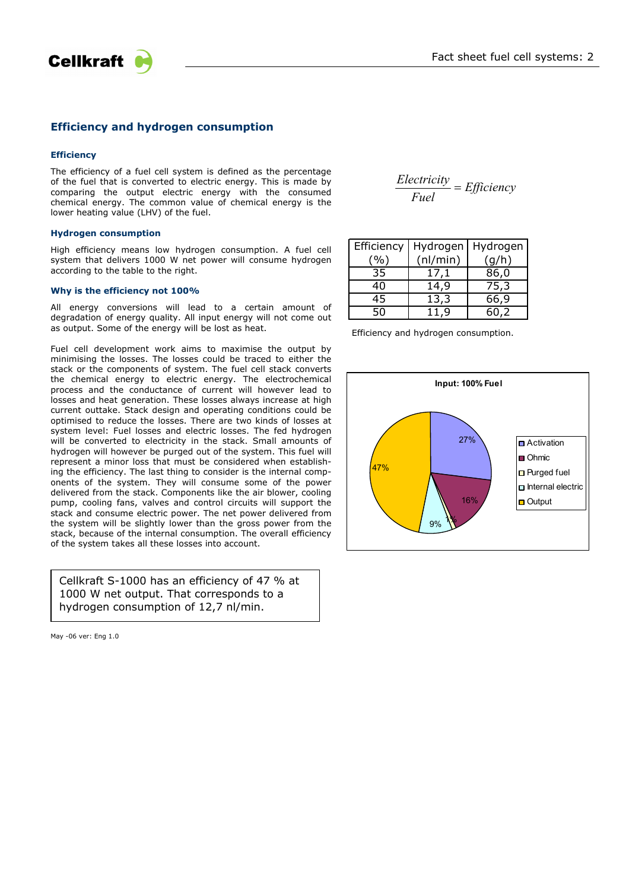## Efficiency and hydrogen consumption

### Efficiency

The efficiency of a fuel cell system is defined as the percentage of the fuel that is converted to electric energy. This is made by comparing the output electric energy with the consumed chemical energy. The common value of chemical energy is the lower heating value (LHV) of the fuel.

$$\frac{Electricity}{Fuel} = Efficiency$$

### Hydrogen consumption

High efficiency means low hydrogen consumption. A fuel cell system that delivers 1000 W net power will consume hydrogen according to the table to the right.

| Efficiency (%) | Hydrogen (nl/min) | Hydrogen (g/h) |
|---|---|---|
| 35 | 17,1 | 86,0 |
| 40 | 14,9 | 75,3 |
| 45 | 13,3 | 66,9 |
| 50 | 11,9 | 60,2 |

Efficiency and hydrogen consumption.

### Why is the efficiency not 100%

All energy conversions will lead to a certain amount of degradation of energy quality. All input energy will not come out as output. Some of the energy will be lost as heat.

Fuel cell development work aims to maximise the output by minimising the losses. The losses could be traced to either the stack or the components of system. The fuel cell stack converts the chemical energy to electric energy. The electrochemical process and the conductance of current will however lead to losses and heat generation. These losses always increase at high current outtake. Stack design and operating conditions could be optimised to reduce the losses. There are two kinds of losses at system level: Fuel losses and electric losses. The fed hydrogen will be converted to electricity in the stack. Small amounts of hydrogen will however be purged out of the system. This fuel will represent a minor loss that must be considered when establishing the efficiency. The last thing to consider is the internal components of the system. They will consume some of the power delivered from the stack. Components like the air blower, cooling pump, cooling fans, valves and control circuits will support the stack and consume electric power. The net power delivered from the system will be slightly lower than the gross power from the stack, because of the internal consumption. The overall efficiency of the system takes all these losses into account.

**Input: 100% Fuel**

| Loss/Output | Share |
|---|---|
| Activation | 27% |
| Ohmic | 16% |
| Purged fuel | 1% |
| Internal electric | 9% |
| Output | 47% |

> Cellkraft S-1000 has an efficiency of 47 % at 1000 W net output. That corresponds to a hydrogen consumption of 12,7 nl/min.

May -06 ver: Eng 1.0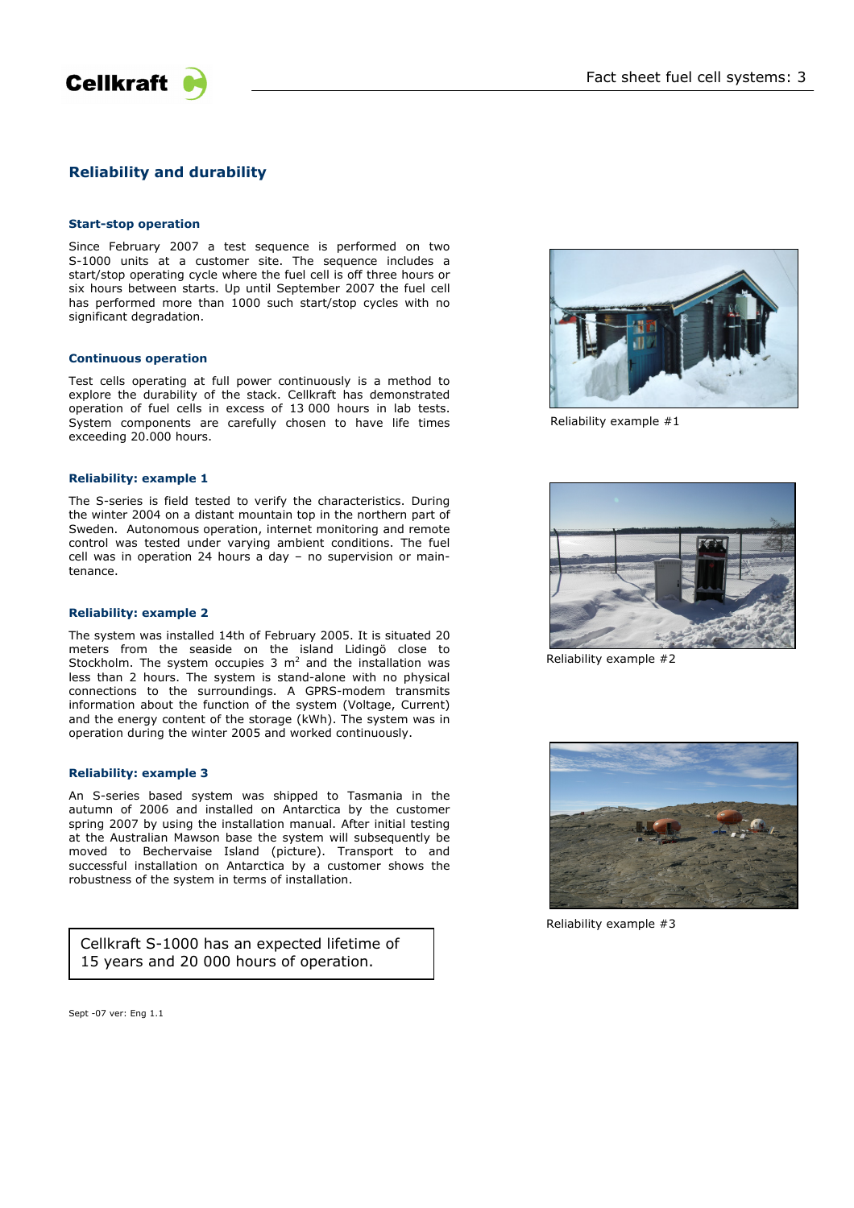## Reliability and durability

### Start-stop operation

Since February 2007 a test sequence is performed on two S-1000 units at a customer site. The sequence includes a start/stop operating cycle where the fuel cell is off three hours or six hours between starts. Up until September 2007 the fuel cell has performed more than 1000 such start/stop cycles with no significant degradation.

### Continuous operation

Test cells operating at full power continuously is a method to explore the durability of the stack. Cellkraft has demonstrated operation of fuel cells in excess of 13 000 hours in lab tests. System components are carefully chosen to have life times exceeding 20.000 hours.

### Reliability: example 1

The S-series is field tested to verify the characteristics. During the winter 2004 on a distant mountain top in the northern part of Sweden. Autonomous operation, internet monitoring and remote control was tested under varying ambient conditions. The fuel cell was in operation 24 hours a day – no supervision or maintenance.

Reliability example #1

### Reliability: example 2

The system was installed 14th of February 2005. It is situated 20 meters from the seaside on the island Lidingö close to Stockholm. The system occupies 3 $m^2$ and the installation was less than 2 hours. The system is stand-alone with no physical connections to the surroundings. A GPRS-modem transmits information about the function of the system (Voltage, Current) and the energy content of the storage (kWh). The system was in operation during the winter 2005 and worked continuously.

Reliability example #2

### Reliability: example 3

An S-series based system was shipped to Tasmania in the autumn of 2006 and installed on Antarctica by the customer spring 2007 by using the installation manual. After initial testing at the Australian Mawson base the system will subsequently be moved to Bechervaise Island (picture). Transport to and successful installation on Antarctica by a customer shows the robustness of the system in terms of installation.

Reliability example #3

> Cellkraft S-1000 has an expected lifetime of 15 years and 20 000 hours of operation.

Sept -07 ver: Eng 1.1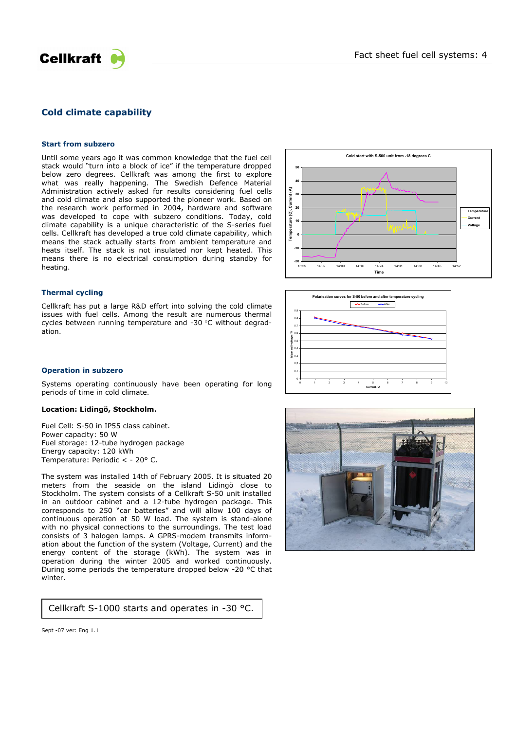# Cold climate capability

### Start from subzero

Until some years ago it was common knowledge that the fuel cell stack would "turn into a block of ice" if the temperature dropped below zero degrees. Cellkraft was among the first to explore what was really happening. The Swedish Defence Material Administration actively asked for results considering fuel cells and cold climate and also supported the pioneer work. Based on the research work performed in 2004, hardware and software was developed to cope with subzero conditions. Today, cold climate capability is a unique characteristic of the S-series fuel cells. Cellkraft has developed a true cold climate capability, which means the stack actually starts from ambient temperature and heats itself. The stack is not insulated nor kept heated. This means there is no electrical consumption during standby for heating.

Cold start with S-500 unit from -18 degrees C

Temperature (C), Current (A)

50
40
30
20
10
0
-10
-20

13:55
14:02
14:09
14:16
14:24
14:31
14:38
14:45
14:52

Time

Temperature
Current
Voltage

### Thermal cycling

Cellkraft has put a large R&D effort into solving the cold climate issues with fuel cells. Among the result are numerous thermal cycles between running temperature and -30 °C without degradation.

Polarisation curves for S-50 before and after temperature cycling

Before
After

Mean cell voltage / V

0,9
0,8
0,7
0,6
0,5
0,4
0,3
0,2
0,1
0

0
1
2
3
4
5
6
7
8
9
10

Current / A

### Operation in subzero

Systems operating continuously have been operating for long periods of time in cold climate.

**Location: Lidingö, Stockholm.**

Fuel Cell: S-50 in IP55 class cabinet.
Power capacity: 50 W
Fuel storage: 12-tube hydrogen package
Energy capacity: 120 kWh
Temperature: Periodic < - 20° C.

The system was installed 14th of February 2005. It is situated 20 meters from the seaside on the island Lidingö close to Stockholm. The system consists of a Cellkraft S-50 unit installed in an outdoor cabinet and a 12-tube hydrogen package. This corresponds to 250 "car batteries" and will allow 100 days of continuous operation at 50 W load. The system is stand-alone with no physical connections to the surroundings. The test load consists of 3 halogen lamps. A GPRS-modem transmits information about the function of the system (Voltage, Current) and the energy content of the storage (kWh). The system was in operation during the winter 2005 and worked continuously. During some periods the temperature dropped below -20 °C that winter.

Cellkraft S-1000 starts and operates in -30 °C.

Sept -07 ver: Eng 1.1